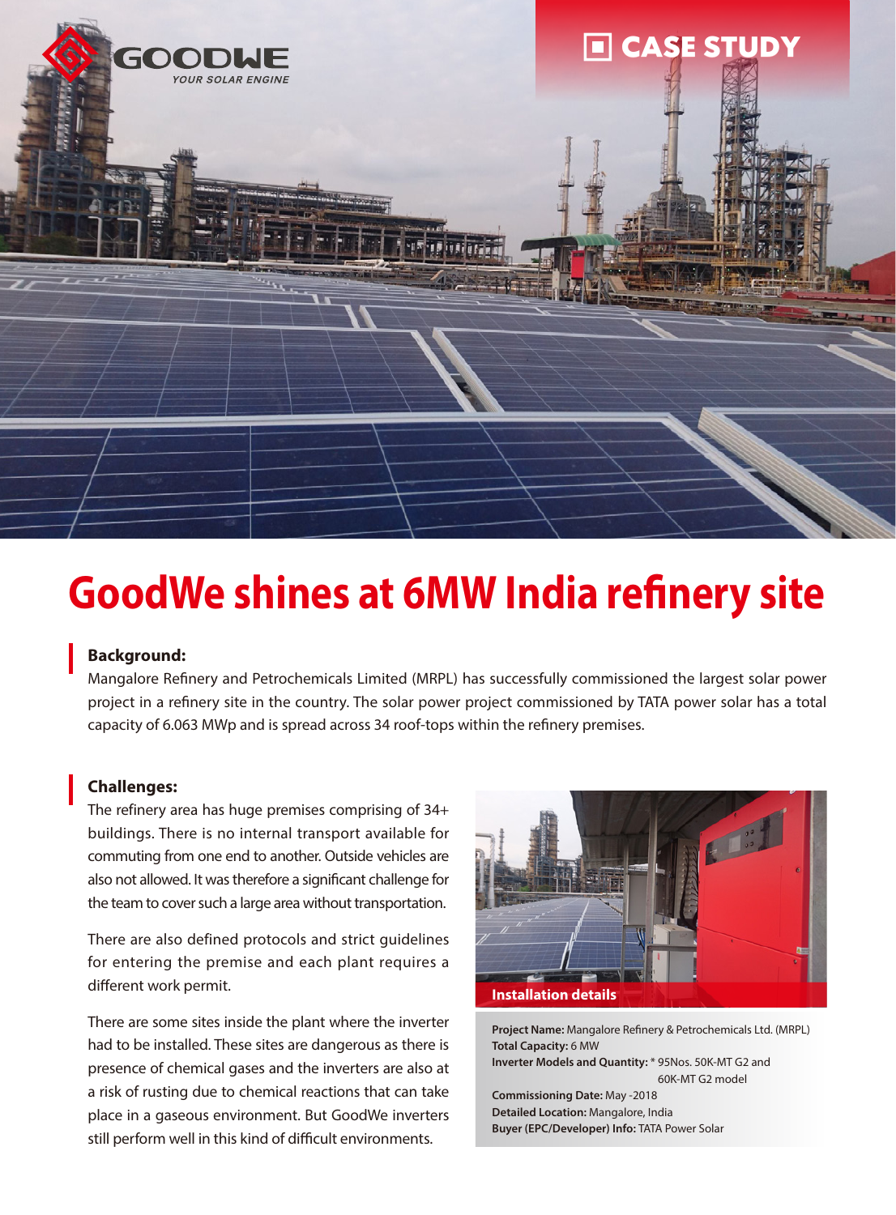GOODWE
YOUR SOLAR ENGINE

CASE STUDY

# GoodWe shines at 6MW India refinery site

### Background:

Mangalore Refinery and Petrochemicals Limited (MRPL) has successfully commissioned the largest solar power project in a refinery site in the country. The solar power project commissioned by TATA power solar has a total capacity of 6.063 MWp and is spread across 34 roof-tops within the refinery premises.

### Challenges:

The refinery area has huge premises comprising of 34+ buildings. There is no internal transport available for commuting from one end to another. Outside vehicles are also not allowed. It was therefore a significant challenge for the team to cover such a large area without transportation.

There are also defined protocols and strict guidelines for entering the premise and each plant requires a different work permit.

There are some sites inside the plant where the inverter had to be installed. These sites are dangerous as there is presence of chemical gases and the inverters are also at a risk of rusting due to chemical reactions that can take place in a gaseous environment. But GoodWe inverters still perform well in this kind of difficult environments.

**Installation details**

**Project Name:** Mangalore Refinery & Petrochemicals Ltd. (MRPL)
**Total Capacity:** 6 MW
**Inverter Models and Quantity:** * 95Nos. 50K-MT G2 and 60K-MT G2 model
**Commissioning Date:** May -2018
**Detailed Location:** Mangalore, India
**Buyer (EPC/Developer) Info:** TATA Power Solar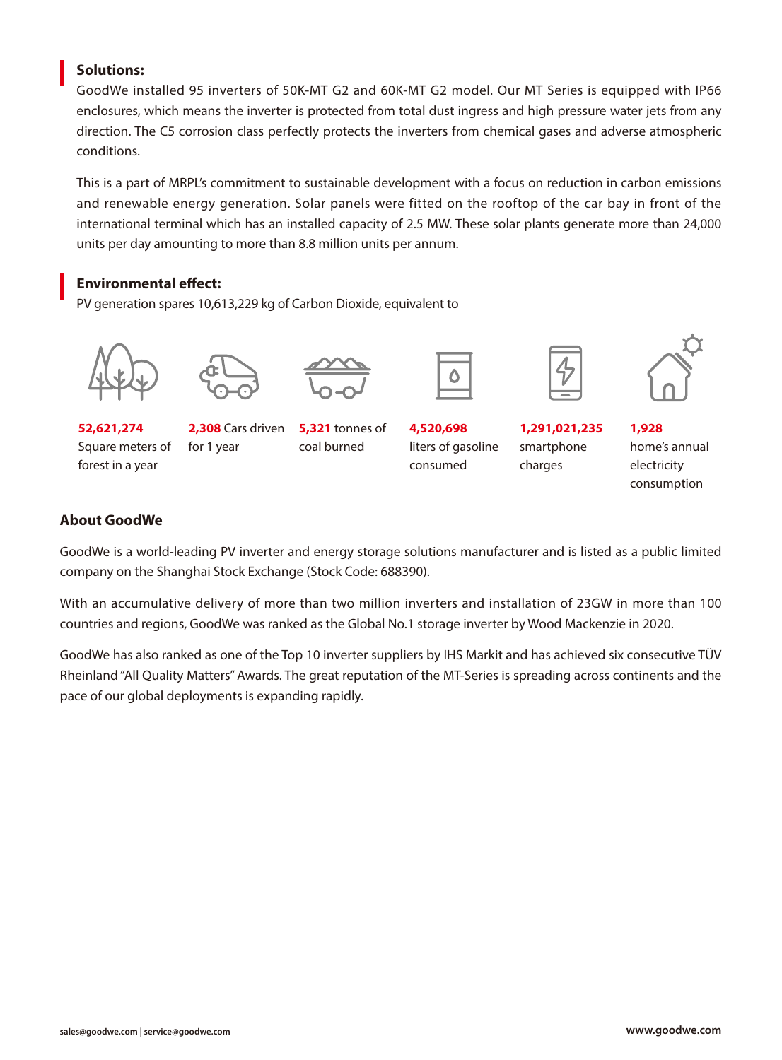## Solutions:

GoodWe installed 95 inverters of 50K-MT G2 and 60K-MT G2 model. Our MT Series is equipped with IP66 enclosures, which means the inverter is protected from total dust ingress and high pressure water jets from any direction. The C5 corrosion class perfectly protects the inverters from chemical gases and adverse atmospheric conditions.

This is a part of MRPL's commitment to sustainable development with a focus on reduction in carbon emissions and renewable energy generation. Solar panels were fitted on the rooftop of the car bay in front of the international terminal which has an installed capacity of 2.5 MW. These solar plants generate more than 24,000 units per day amounting to more than 8.8 million units per annum.

## Environmental effect:

PV generation spares 10,613,229 kg of Carbon Dioxide, equivalent to

**52,621,274** Square meters of forest in a year

**2,308** Cars driven for 1 year

**5,321** tonnes of coal burned

**4,520,698** liters of gasoline consumed

**1,291,021,235** smartphone charges

**1,928** home's annual electricity consumption

## About GoodWe

GoodWe is a world-leading PV inverter and energy storage solutions manufacturer and is listed as a public limited company on the Shanghai Stock Exchange (Stock Code: 688390).

With an accumulative delivery of more than two million inverters and installation of 23GW in more than 100 countries and regions, GoodWe was ranked as the Global No.1 storage inverter by Wood Mackenzie in 2020.

GoodWe has also ranked as one of the Top 10 inverter suppliers by IHS Markit and has achieved six consecutive TÜV Rheinland "All Quality Matters" Awards. The great reputation of the MT-Series is spreading across continents and the pace of our global deployments is expanding rapidly.

sales@goodwe.com | service@goodwe.com

www.goodwe.com